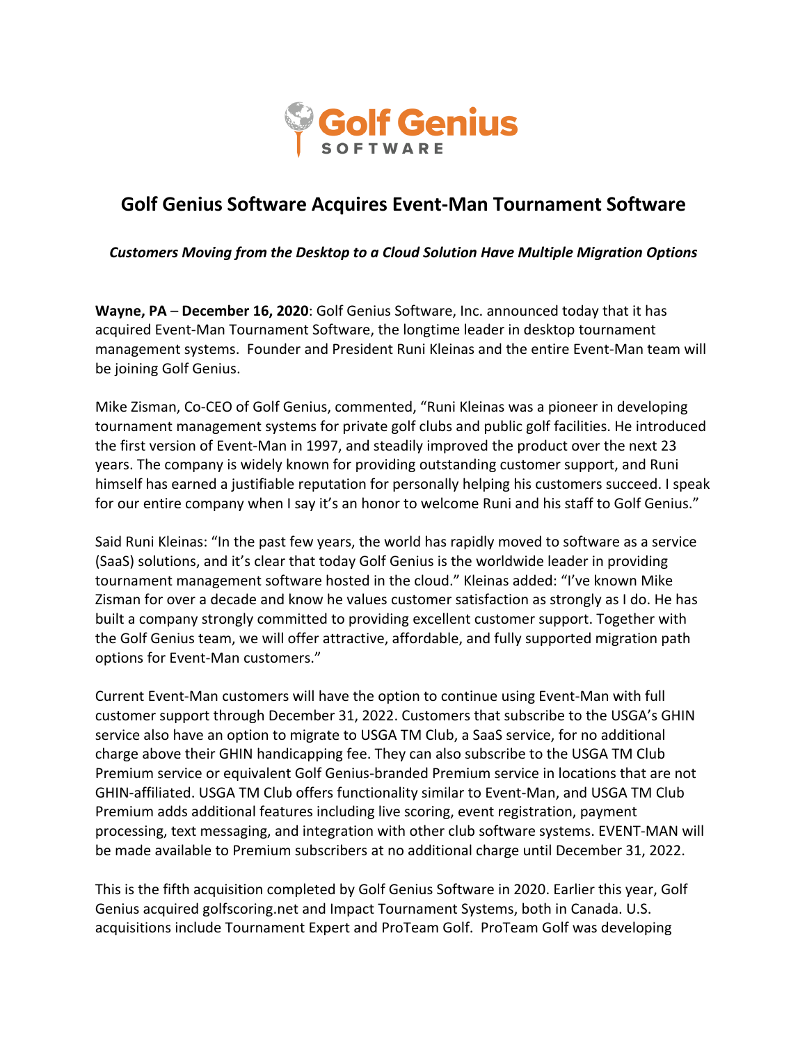# Golf Genius Software Acquires Event-Man Tournament Software

***Customers Moving from the Desktop to a Cloud Solution Have Multiple Migration Options***

**Wayne, PA** – **December 16, 2020**: Golf Genius Software, Inc. announced today that it has acquired Event-Man Tournament Software, the longtime leader in desktop tournament management systems. Founder and President Runi Kleinas and the entire Event-Man team will be joining Golf Genius.

Mike Zisman, Co-CEO of Golf Genius, commented, "Runi Kleinas was a pioneer in developing tournament management systems for private golf clubs and public golf facilities. He introduced the first version of Event-Man in 1997, and steadily improved the product over the next 23 years. The company is widely known for providing outstanding customer support, and Runi himself has earned a justifiable reputation for personally helping his customers succeed. I speak for our entire company when I say it's an honor to welcome Runi and his staff to Golf Genius."

Said Runi Kleinas: "In the past few years, the world has rapidly moved to software as a service (SaaS) solutions, and it's clear that today Golf Genius is the worldwide leader in providing tournament management software hosted in the cloud." Kleinas added: "I've known Mike Zisman for over a decade and know he values customer satisfaction as strongly as I do. He has built a company strongly committed to providing excellent customer support. Together with the Golf Genius team, we will offer attractive, affordable, and fully supported migration path options for Event-Man customers."

Current Event-Man customers will have the option to continue using Event-Man with full customer support through December 31, 2022. Customers that subscribe to the USGA's GHIN service also have an option to migrate to USGA TM Club, a SaaS service, for no additional charge above their GHIN handicapping fee. They can also subscribe to the USGA TM Club Premium service or equivalent Golf Genius-branded Premium service in locations that are not GHIN-affiliated. USGA TM Club offers functionality similar to Event-Man, and USGA TM Club Premium adds additional features including live scoring, event registration, payment processing, text messaging, and integration with other club software systems. EVENT-MAN will be made available to Premium subscribers at no additional charge until December 31, 2022.

This is the fifth acquisition completed by Golf Genius Software in 2020. Earlier this year, Golf Genius acquired golfscoring.net and Impact Tournament Systems, both in Canada. U.S. acquisitions include Tournament Expert and ProTeam Golf. ProTeam Golf was developing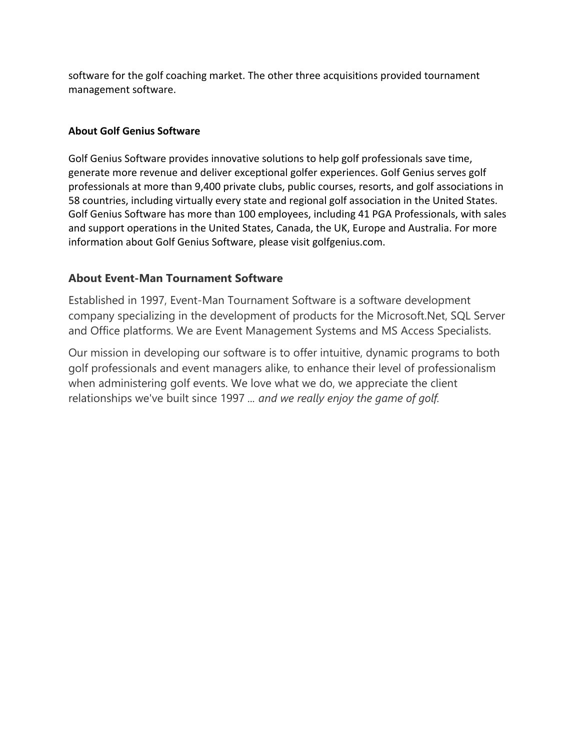software for the golf coaching market. The other three acquisitions provided tournament management software.

**About Golf Genius Software**

Golf Genius Software provides innovative solutions to help golf professionals save time, generate more revenue and deliver exceptional golfer experiences. Golf Genius serves golf professionals at more than 9,400 private clubs, public courses, resorts, and golf associations in 58 countries, including virtually every state and regional golf association in the United States. Golf Genius Software has more than 100 employees, including 41 PGA Professionals, with sales and support operations in the United States, Canada, the UK, Europe and Australia. For more information about Golf Genius Software, please visit golfgenius.com.

### About Event-Man Tournament Software

Established in 1997, Event-Man Tournament Software is a software development company specializing in the development of products for the Microsoft.Net, SQL Server and Office platforms. We are Event Management Systems and MS Access Specialists.

Our mission in developing our software is to offer intuitive, dynamic programs to both golf professionals and event managers alike, to enhance their level of professionalism when administering golf events. We love what we do, we appreciate the client relationships we've built since 1997 ... *and we really enjoy the game of golf.*